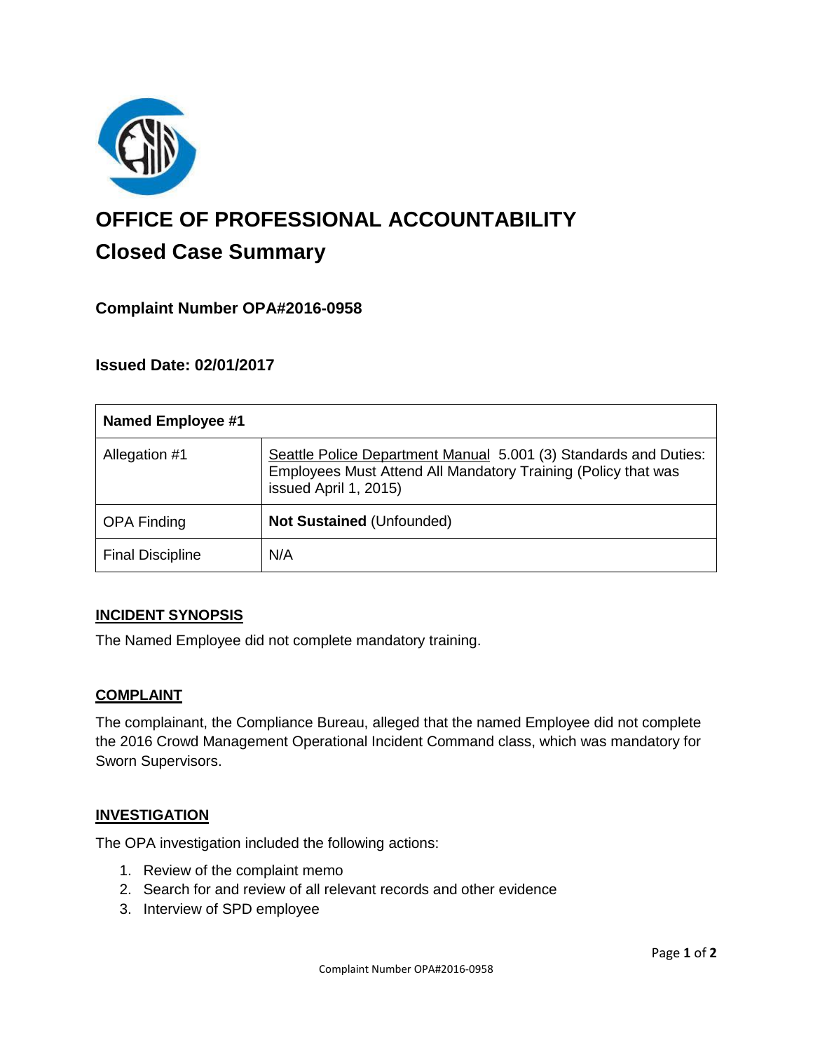# OFFICE OF PROFESSIONAL ACCOUNTABILITY

## Closed Case Summary

### Complaint Number OPA#2016-0958

### Issued Date: 02/01/2017

| Named Employee #1 | |
|---|---|
| Allegation #1 | Seattle Police Department Manual 5.001 (3) Standards and Duties: Employees Must Attend All Mandatory Training (Policy that was issued April 1, 2015) |
| OPA Finding | **Not Sustained** (Unfounded) |
| Final Discipline | N/A |

#### INCIDENT SYNOPSIS

The Named Employee did not complete mandatory training.

#### COMPLAINT

The complainant, the Compliance Bureau, alleged that the named Employee did not complete the 2016 Crowd Management Operational Incident Command class, which was mandatory for Sworn Supervisors.

#### INVESTIGATION

The OPA investigation included the following actions:

1. Review of the complaint memo
2. Search for and review of all relevant records and other evidence
3. Interview of SPD employee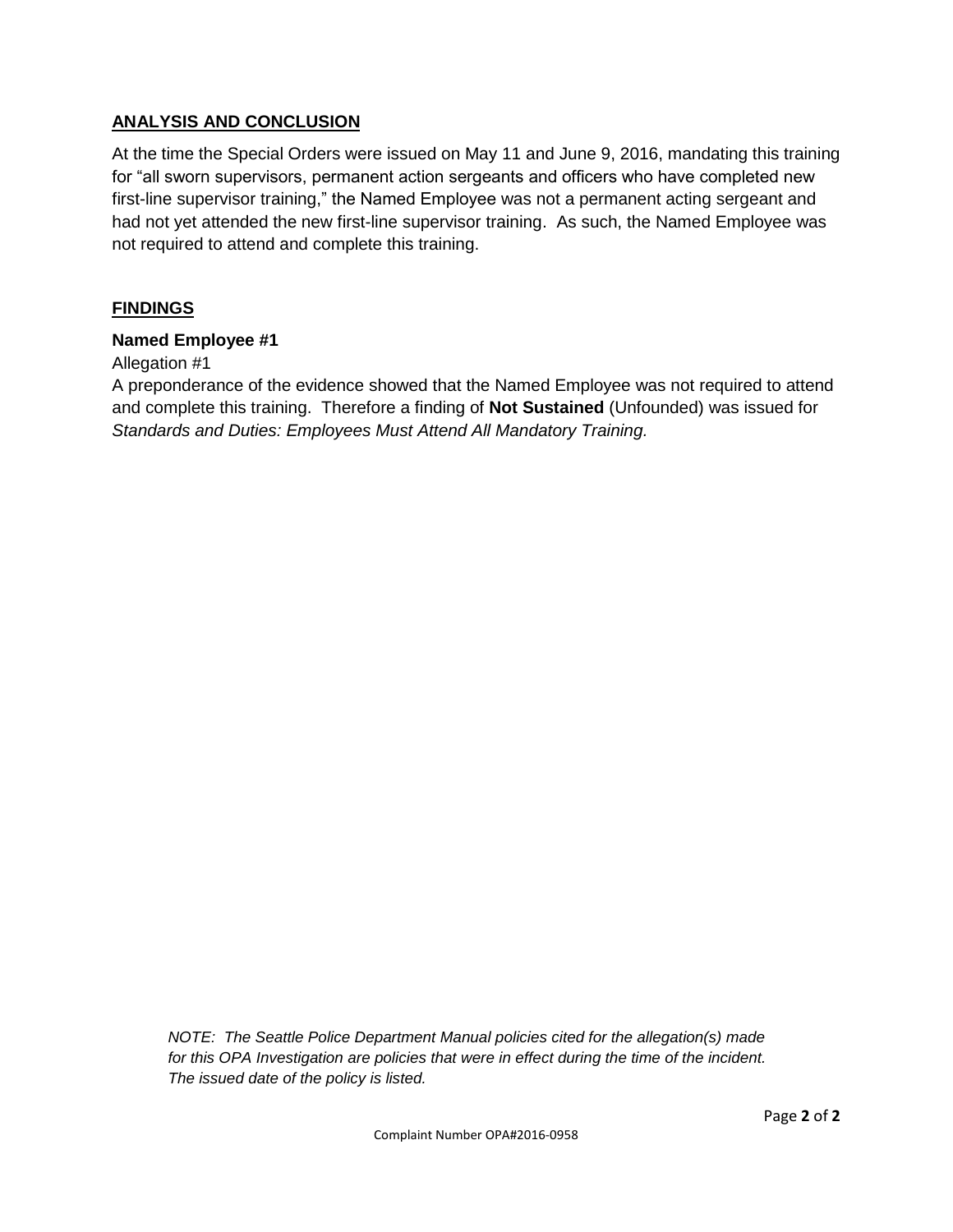## ANALYSIS AND CONCLUSION

At the time the Special Orders were issued on May 11 and June 9, 2016, mandating this training for "all sworn supervisors, permanent action sergeants and officers who have completed new first-line supervisor training," the Named Employee was not a permanent acting sergeant and had not yet attended the new first-line supervisor training. As such, the Named Employee was not required to attend and complete this training.

## FINDINGS

**Named Employee #1**

Allegation #1

A preponderance of the evidence showed that the Named Employee was not required to attend and complete this training. Therefore a finding of **Not Sustained** (Unfounded) was issued for *Standards and Duties: Employees Must Attend All Mandatory Training.*

*NOTE: The Seattle Police Department Manual policies cited for the allegation(s) made for this OPA Investigation are policies that were in effect during the time of the incident. The issued date of the policy is listed.*

Complaint Number OPA#2016-0958